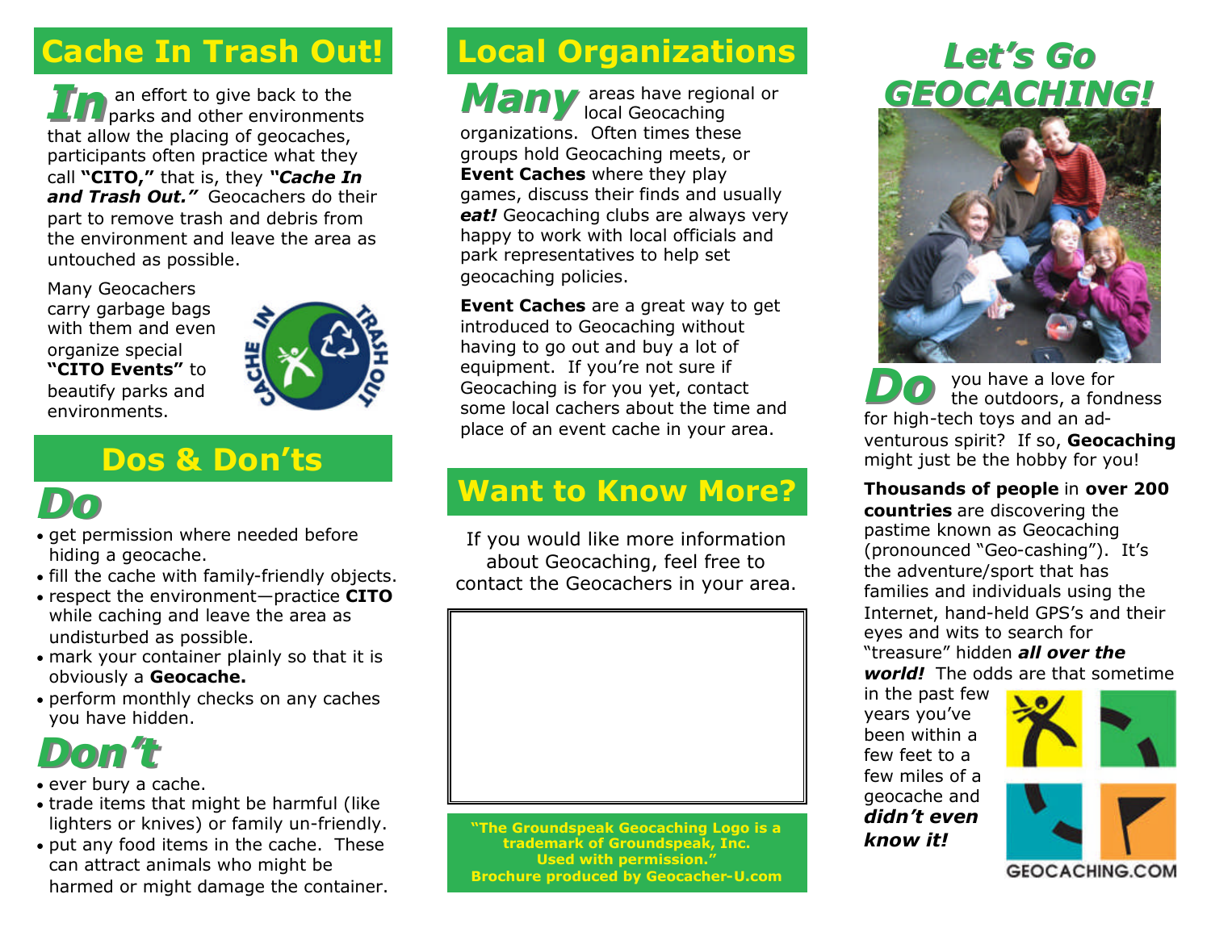## Cache In Trash Out!

**In** an effort to give back to the parks and other environments that allow the placing of geocaches, participants often practice what they call **"CITO,"** that is, they ***"Cache In and Trash Out."*** Geocachers do their part to remove trash and debris from the environment and leave the area as untouched as possible.

Many Geocachers carry garbage bags with them and even organize special **"CITO Events"** to beautify parks and environments.

## Dos & Don'ts

### Do

- get permission where needed before hiding a geocache.
- fill the cache with family-friendly objects.
- respect the environment—practice **CITO** while caching and leave the area as undisturbed as possible.
- mark your container plainly so that it is obviously a **Geocache.**
- perform monthly checks on any caches you have hidden.

### Don't

- ever bury a cache.
- trade items that might be harmful (like lighters or knives) or family un-friendly.
- put any food items in the cache. These can attract animals who might be harmed or might damage the container.

## Local Organizations

**Many** areas have regional or local Geocaching organizations. Often times these groups hold Geocaching meets, or **Event Caches** where they play games, discuss their finds and usually ***eat!*** Geocaching clubs are always very happy to work with local officials and park representatives to help set geocaching policies.

**Event Caches** are a great way to get introduced to Geocaching without having to go out and buy a lot of equipment. If you're not sure if Geocaching is for you yet, contact some local cachers about the time and place of an event cache in your area.

## Want to Know More?

If you would like more information about Geocaching, feel free to contact the Geocachers in your area.

**"The Groundspeak Geocaching Logo is a trademark of Groundspeak, Inc. Used with permission."**
**Brochure produced by Geocacher-U.com**

# Let's Go GEOCACHING!

**Do** you have a love for the outdoors, a fondness for high-tech toys and an adventurous spirit? If so, **Geocaching** might just be the hobby for you!

**Thousands of people** in **over 200 countries** are discovering the pastime known as Geocaching (pronounced "Geo-cashing"). It's the adventure/sport that has families and individuals using the Internet, hand-held GPS's and their eyes and wits to search for "treasure" hidden ***all over the world!*** The odds are that sometime in the past few years you've been within a few feet to a few miles of a geocache and ***didn't even know it!***

GEOCACHING.COM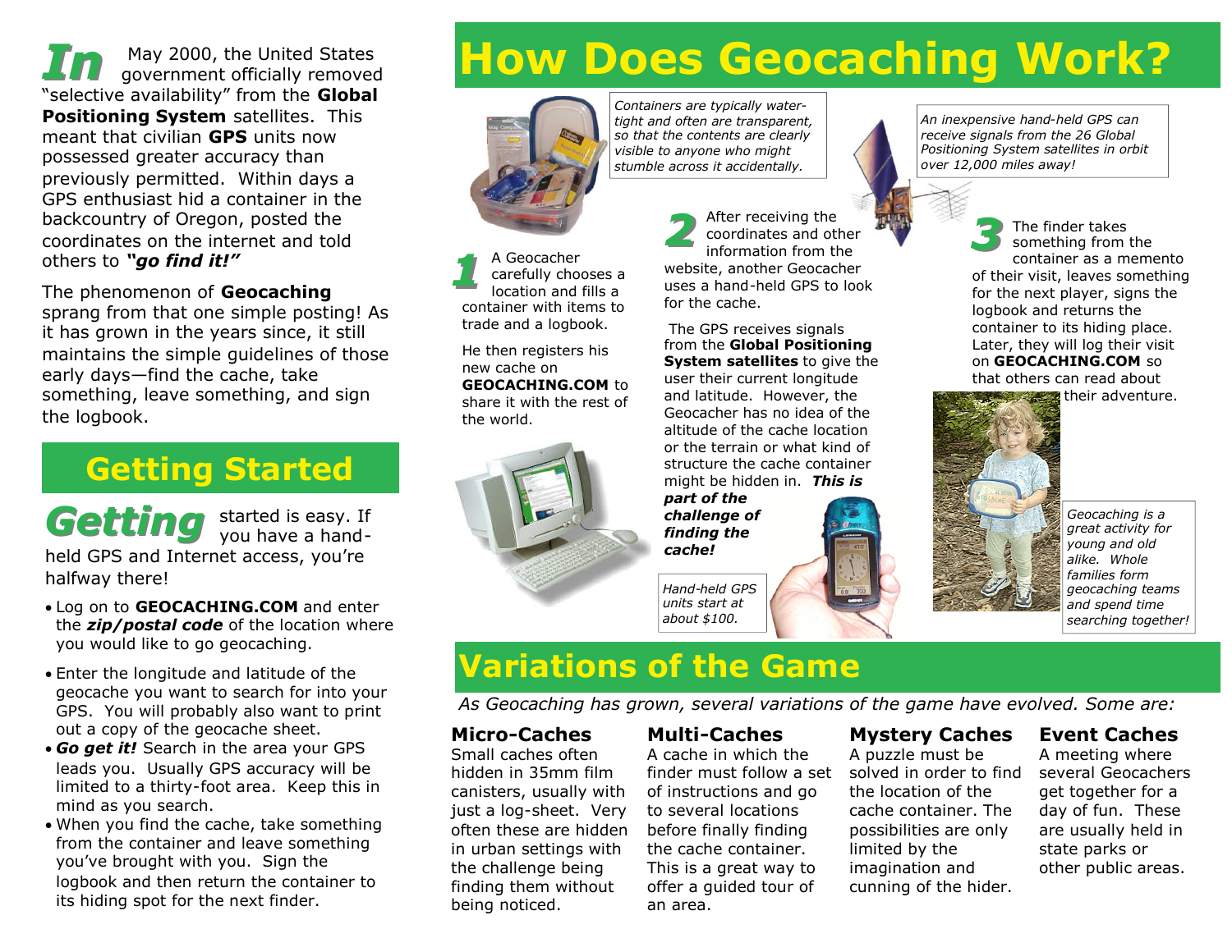**In** May 2000, the United States government officially removed "selective availability" from the **Global Positioning System** satellites. This meant that civilian **GPS** units now possessed greater accuracy than previously permitted. Within days a GPS enthusiast hid a container in the backcountry of Oregon, posted the coordinates on the internet and told others to ***"go find it!"***

The phenomenon of **Geocaching** sprang from that one simple posting! As it has grown in the years since, it still maintains the simple guidelines of those early days—find the cache, take something, leave something, and sign the logbook.

## Getting Started

**Getting** started is easy. If you have a hand-held GPS and Internet access, you're halfway there!

- Log on to **GEOCACHING.COM** and enter the ***zip/postal code*** of the location where you would like to go geocaching.
- Enter the longitude and latitude of the geocache you want to search for into your GPS. You will probably also want to print out a copy of the geocache sheet.
- ***Go get it!*** Search in the area your GPS leads you. Usually GPS accuracy will be limited to a thirty-foot area. Keep this in mind as you search.
- When you find the cache, take something from the container and leave something you've brought with you. Sign the logbook and then return the container to its hiding spot for the next finder.

# How Does Geocaching Work?

*Containers are typically water-tight and often are transparent, so that the contents are clearly visible to anyone who might stumble across it accidentally.*

**1** A Geocacher carefully chooses a location and fills a container with items to trade and a logbook.

He then registers his new cache on **GEOCACHING.COM** to share it with the rest of the world.

**2** After receiving the coordinates and other information from the website, another Geocacher uses a hand-held GPS to look for the cache.

The GPS receives signals from the **Global Positioning System satellites** to give the user their current longitude and latitude. However, the Geocacher has no idea of the altitude of the cache location or the terrain or what kind of structure the cache container might be hidden in. ***This is part of the challenge of finding the cache!***

*Hand-held GPS units start at about $100.*

*An inexpensive hand-held GPS can receive signals from the 26 Global Positioning System satellites in orbit over 12,000 miles away!*

**3** The finder takes something from the container as a memento of their visit, leaves something for the next player, signs the logbook and returns the container to its hiding place. Later, they will log their visit on **GEOCACHING.COM** so that others can read about their adventure.

*Geocaching is a great activity for young and old alike. Whole families form geocaching teams and spend time searching together!*

## Variations of the Game

*As Geocaching has grown, several variations of the game have evolved. Some are:*

### Micro-Caches

Small caches often hidden in 35mm film canisters, usually with just a log-sheet. Very often these are hidden in urban settings with the challenge being finding them without being noticed.

### Multi-Caches

A cache in which the finder must follow a set of instructions and go to several locations before finally finding the cache container. This is a great way to offer a guided tour of an area.

### Mystery Caches

A puzzle must be solved in order to find the location of the cache container. The possibilities are only limited by the imagination and cunning of the hider.

### Event Caches

A meeting where several Geocachers get together for a day of fun. These are usually held in state parks or other public areas.